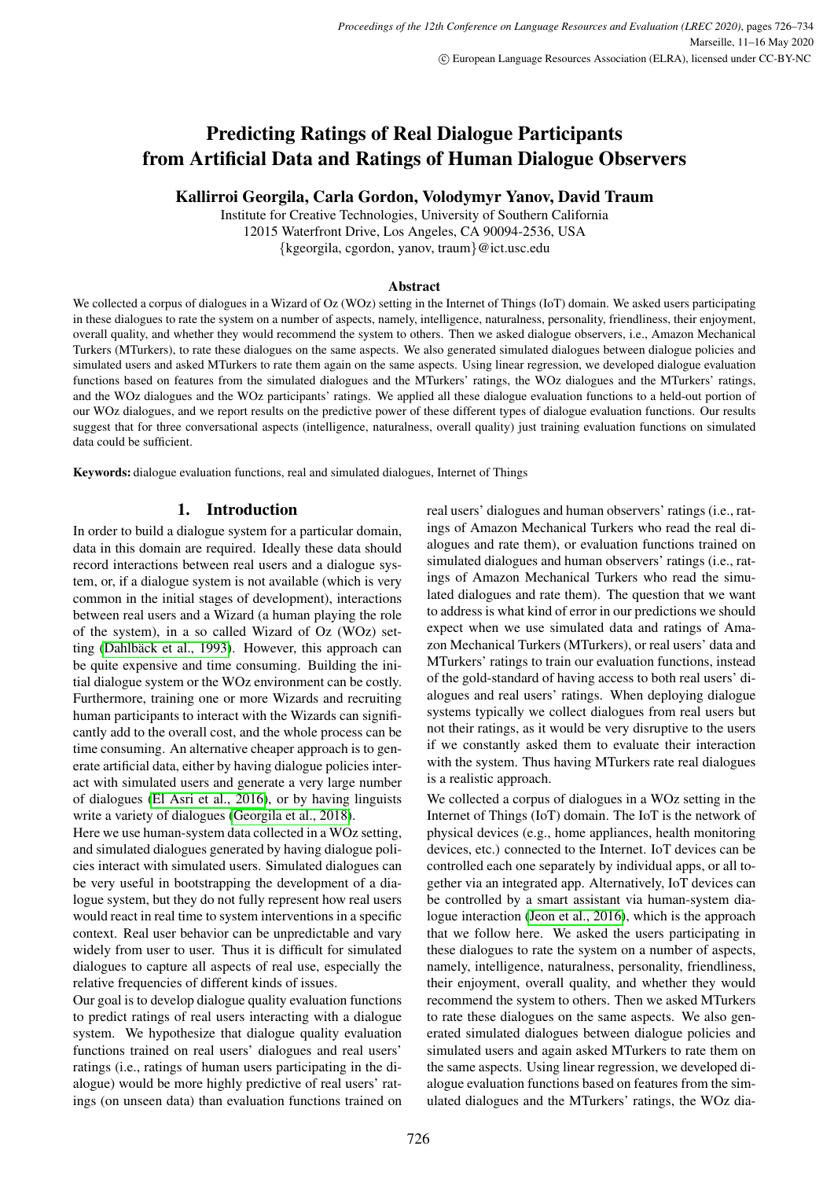# Predicting Ratings of Real Dialogue Participants from Artificial Data and Ratings of Human Dialogue Observers

**Kallirroi Georgila, Carla Gordon, Volodymyr Yanov, David Traum**

Institute for Creative Technologies, University of Southern California
12015 Waterfront Drive, Los Angeles, CA 90094-2536, USA
{kgeorgila, cgordon, yanov, traum}@ict.usc.edu

### Abstract

We collected a corpus of dialogues in a Wizard of Oz (WOz) setting in the Internet of Things (IoT) domain. We asked users participating in these dialogues to rate the system on a number of aspects, namely, intelligence, naturalness, personality, friendliness, their enjoyment, overall quality, and whether they would recommend the system to others. Then we asked dialogue observers, i.e., Amazon Mechanical Turkers (MTurkers), to rate these dialogues on the same aspects. We also generated simulated dialogues between dialogue policies and simulated users and asked MTurkers to rate them again on the same aspects. Using linear regression, we developed dialogue evaluation functions based on features from the simulated dialogues and the MTurkers' ratings, the WOz dialogues and the MTurkers' ratings, and the WOz dialogues and the WOz participants' ratings. We applied all these dialogue evaluation functions to a held-out portion of our WOz dialogues, and we report results on the predictive power of these different types of dialogue evaluation functions. Our results suggest that for three conversational aspects (intelligence, naturalness, overall quality) just training evaluation functions on simulated data could be sufficient.

**Keywords:** dialogue evaluation functions, real and simulated dialogues, Internet of Things

## 1. Introduction

In order to build a dialogue system for a particular domain, data in this domain are required. Ideally these data should record interactions between real users and a dialogue system, or, if a dialogue system is not available (which is very common in the initial stages of development), interactions between real users and a Wizard (a human playing the role of the system), in a so called Wizard of Oz (WOz) setting (Dahlbäck et al., 1993). However, this approach can be quite expensive and time consuming. Building the initial dialogue system or the WOz environment can be costly. Furthermore, training one or more Wizards and recruiting human participants to interact with the Wizards can significantly add to the overall cost, and the whole process can be time consuming. An alternative cheaper approach is to generate artificial data, either by having dialogue policies interact with simulated users and generate a very large number of dialogues (El Asri et al., 2016), or by having linguists write a variety of dialogues (Georgila et al., 2018).

Here we use human-system data collected in a WOz setting, and simulated dialogues generated by having dialogue policies interact with simulated users. Simulated dialogues can be very useful in bootstrapping the development of a dialogue system, but they do not fully represent how real users would react in real time to system interventions in a specific context. Real user behavior can be unpredictable and vary widely from user to user. Thus it is difficult for simulated dialogues to capture all aspects of real use, especially the relative frequencies of different kinds of issues.

Our goal is to develop dialogue quality evaluation functions to predict ratings of real users interacting with a dialogue system. We hypothesize that dialogue quality evaluation functions trained on real users' dialogues and real users' ratings (i.e., ratings of human users participating in the dialogue) would be more highly predictive of real users' ratings (on unseen data) than evaluation functions trained on real users' dialogues and human observers' ratings (i.e., ratings of Amazon Mechanical Turkers who read the real dialogues and rate them), or evaluation functions trained on simulated dialogues and human observers' ratings (i.e., ratings of Amazon Mechanical Turkers who read the simulated dialogues and rate them). The question that we want to address is what kind of error in our predictions we should expect when we use simulated data and ratings of Amazon Mechanical Turkers (MTurkers), or real users' data and MTurkers' ratings to train our evaluation functions, instead of the gold-standard of having access to both real users' dialogues and real users' ratings. When deploying dialogue systems typically we collect dialogues from real users but not their ratings, as it would be very disruptive to the users if we constantly asked them to evaluate their interaction with the system. Thus having MTurkers rate real dialogues is a realistic approach.

We collected a corpus of dialogues in a WOz setting in the Internet of Things (IoT) domain. The IoT is the network of physical devices (e.g., home appliances, health monitoring devices, etc.) connected to the Internet. IoT devices can be controlled each one separately by individual apps, or all together via an integrated app. Alternatively, IoT devices can be controlled by a smart assistant via human-system dialogue interaction (Jeon et al., 2016), which is the approach that we follow here. We asked the users participating in these dialogues to rate the system on a number of aspects, namely, intelligence, naturalness, personality, friendliness, their enjoyment, overall quality, and whether they would recommend the system to others. Then we asked MTurkers to rate these dialogues on the same aspects. We also generated simulated dialogues between dialogue policies and simulated users and again asked MTurkers to rate them on the same aspects. Using linear regression, we developed dialogue evaluation functions based on features from the simulated dialogues and the MTurkers' ratings, the WOz dia-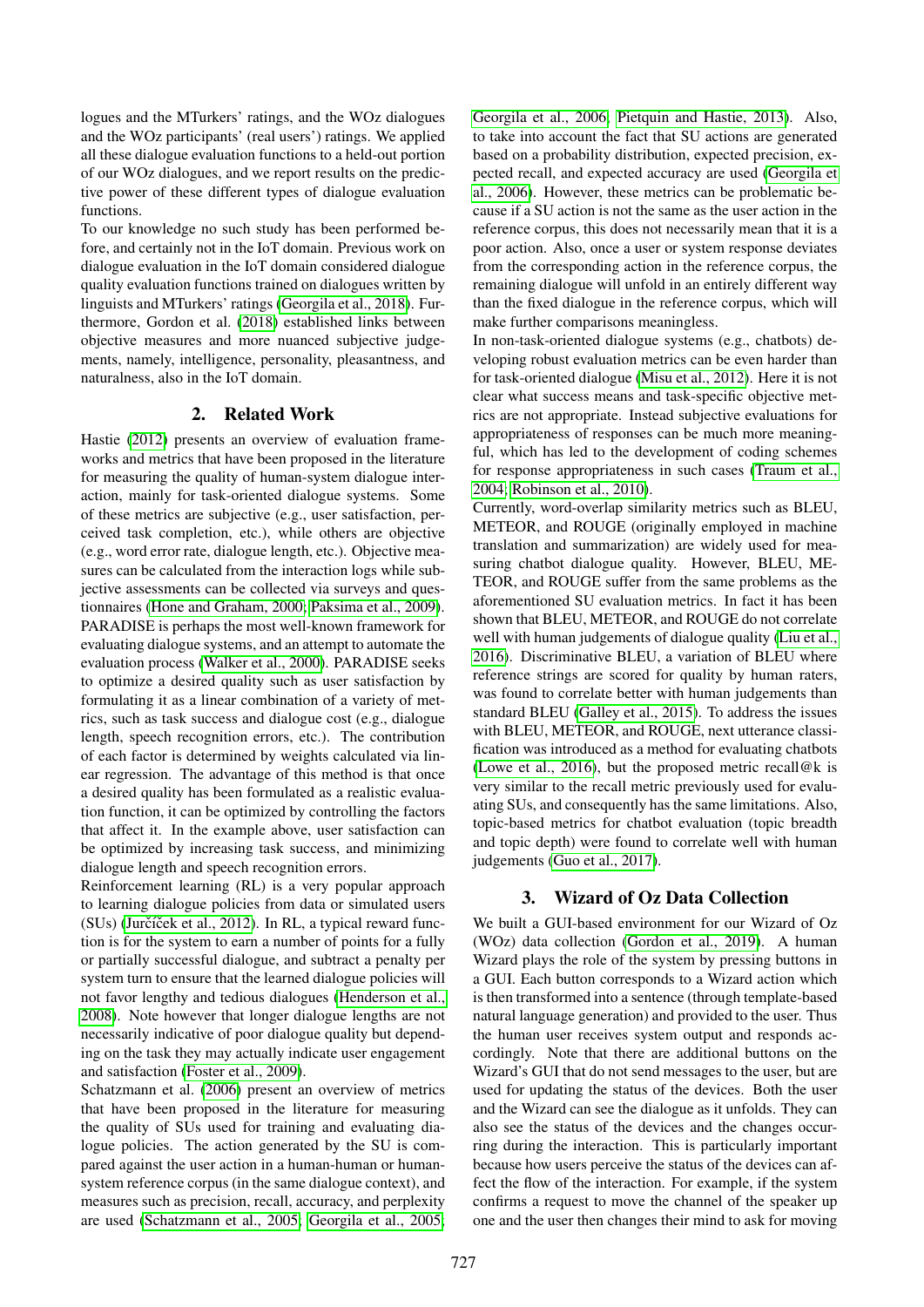logues and the MTurkers' ratings, and the WOz dialogues and the WOz participants' (real users') ratings. We applied all these dialogue evaluation functions to a held-out portion of our WOz dialogues, and we report results on the predictive power of these different types of dialogue evaluation functions.

To our knowledge no such study has been performed before, and certainly not in the IoT domain. Previous work on dialogue evaluation in the IoT domain considered dialogue quality evaluation functions trained on dialogues written by linguists and MTurkers' ratings (Georgila et al., 2018). Furthermore, Gordon et al. (2018) established links between objective measures and more nuanced subjective judgements, namely, intelligence, personality, pleasantness, and naturalness, also in the IoT domain.

## 2. Related Work

Hastie (2012) presents an overview of evaluation frameworks and metrics that have been proposed in the literature for measuring the quality of human-system dialogue interaction, mainly for task-oriented dialogue systems. Some of these metrics are subjective (e.g., user satisfaction, perceived task completion, etc.), while others are objective (e.g., word error rate, dialogue length, etc.). Objective measures can be calculated from the interaction logs while subjective assessments can be collected via surveys and questionnaires (Hone and Graham, 2000; Paksima et al., 2009). PARADISE is perhaps the most well-known framework for evaluating dialogue systems, and an attempt to automate the evaluation process (Walker et al., 2000). PARADISE seeks to optimize a desired quality such as user satisfaction by formulating it as a linear combination of a variety of metrics, such as task success and dialogue cost (e.g., dialogue length, speech recognition errors, etc.). The contribution of each factor is determined by weights calculated via linear regression. The advantage of this method is that once a desired quality has been formulated as a realistic evaluation function, it can be optimized by controlling the factors that affect it. In the example above, user satisfaction can be optimized by increasing task success, and minimizing dialogue length and speech recognition errors.

Reinforcement learning (RL) is a very popular approach to learning dialogue policies from data or simulated users (SUs) (Jurčíček et al., 2012). In RL, a typical reward function is for the system to earn a number of points for a fully or partially successful dialogue, and subtract a penalty per system turn to ensure that the learned dialogue policies will not favor lengthy and tedious dialogues (Henderson et al., 2008). Note however that longer dialogue lengths are not necessarily indicative of poor dialogue quality but depending on the task they may actually indicate user engagement and satisfaction (Foster et al., 2009).

Schatzmann et al. (2006) present an overview of metrics that have been proposed in the literature for measuring the quality of SUs used for training and evaluating dialogue policies. The action generated by the SU is compared against the user action in a human-human or human-system reference corpus (in the same dialogue context), and measures such as precision, recall, accuracy, and perplexity are used (Schatzmann et al., 2005; Georgila et al., 2005; Georgila et al., 2006; Pietquin and Hastie, 2013). Also, to take into account the fact that SU actions are generated based on a probability distribution, expected precision, expected recall, and expected accuracy are used (Georgila et al., 2006). However, these metrics can be problematic because if a SU action is not the same as the user action in the reference corpus, this does not necessarily mean that it is a poor action. Also, once a user or system response deviates from the corresponding action in the reference corpus, the remaining dialogue will unfold in an entirely different way than the fixed dialogue in the reference corpus, which will make further comparisons meaningless.

In non-task-oriented dialogue systems (e.g., chatbots) developing robust evaluation metrics can be even harder than for task-oriented dialogue (Misu et al., 2012). Here it is not clear what success means and task-specific objective metrics are not appropriate. Instead subjective evaluations for appropriateness of responses can be much more meaningful, which has led to the development of coding schemes for response appropriateness in such cases (Traum et al., 2004; Robinson et al., 2010).

Currently, word-overlap similarity metrics such as BLEU, METEOR, and ROUGE (originally employed in machine translation and summarization) are widely used for measuring chatbot dialogue quality. However, BLEU, METEOR, and ROUGE suffer from the same problems as the aforementioned SU evaluation metrics. In fact it has been shown that BLEU, METEOR, and ROUGE do not correlate well with human judgements of dialogue quality (Liu et al., 2016). Discriminative BLEU, a variation of BLEU where reference strings are scored for quality by human raters, was found to correlate better with human judgements than standard BLEU (Galley et al., 2015). To address the issues with BLEU, METEOR, and ROUGE, next utterance classification was introduced as a method for evaluating chatbots (Lowe et al., 2016), but the proposed metric recall@k is very similar to the recall metric previously used for evaluating SUs, and consequently has the same limitations. Also, topic-based metrics for chatbot evaluation (topic breadth and topic depth) were found to correlate well with human judgements (Guo et al., 2017).

## 3. Wizard of Oz Data Collection

We built a GUI-based environment for our Wizard of Oz (WOz) data collection (Gordon et al., 2019). A human Wizard plays the role of the system by pressing buttons in a GUI. Each button corresponds to a Wizard action which is then transformed into a sentence (through template-based natural language generation) and provided to the user. Thus the human user receives system output and responds accordingly. Note that there are additional buttons on the Wizard's GUI that do not send messages to the user, but are used for updating the status of the devices. Both the user and the Wizard can see the dialogue as it unfolds. They can also see the status of the devices and the changes occurring during the interaction. This is particularly important because how users perceive the status of the devices can affect the flow of the interaction. For example, if the system confirms a request to move the channel of the speaker up one and the user then changes their mind to ask for moving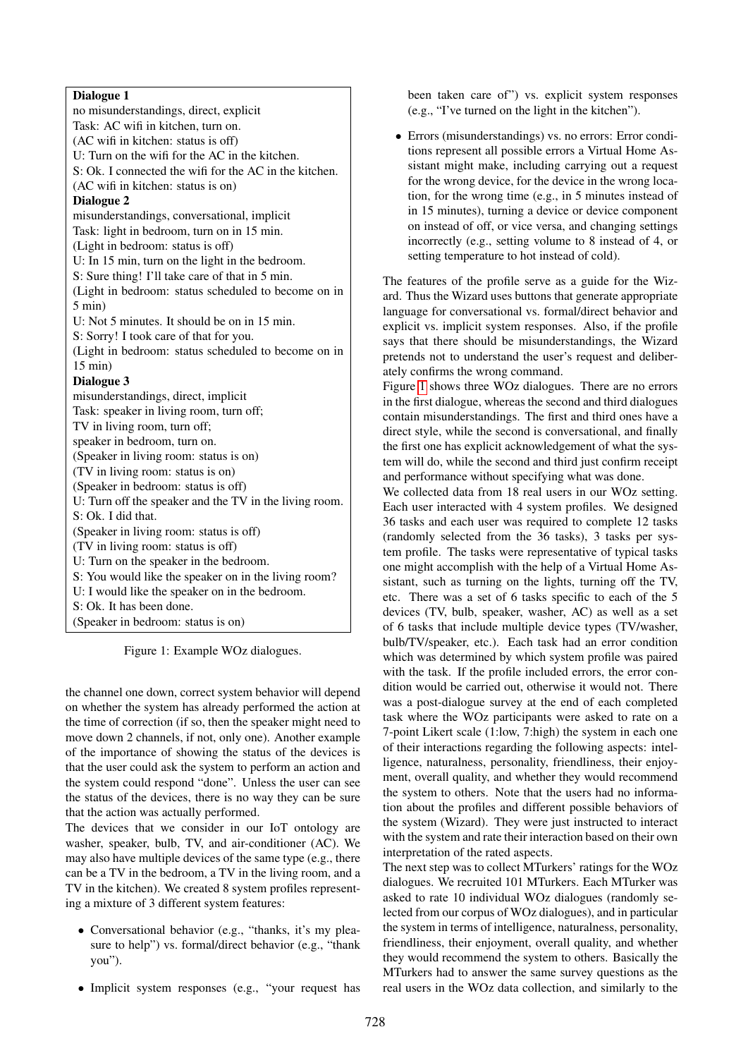**Dialogue 1**
no misunderstandings, direct, explicit
Task: AC wifi in kitchen, turn on.
(AC wifi in kitchen: status is off)
U: Turn on the wifi for the AC in the kitchen.
S: Ok. I connected the wifi for the AC in the kitchen.
(AC wifi in kitchen: status is on)

**Dialogue 2**
misunderstandings, conversational, implicit
Task: light in bedroom, turn on in 15 min.
(Light in bedroom: status is off)
U: In 15 min, turn on the light in the bedroom.
S: Sure thing! I'll take care of that in 5 min.
(Light in bedroom: status scheduled to become on in 5 min)
U: Not 5 minutes. It should be on in 15 min.
S: Sorry! I took care of that for you.
(Light in bedroom: status scheduled to become on in 15 min)

**Dialogue 3**
misunderstandings, direct, implicit
Task: speaker in living room, turn off;
TV in living room, turn off;
speaker in bedroom, turn on.
(Speaker in living room: status is on)
(TV in living room: status is on)
(Speaker in bedroom: status is off)
U: Turn off the speaker and the TV in the living room.
S: Ok. I did that.
(Speaker in living room: status is off)
(TV in living room: status is off)
U: Turn on the speaker in the bedroom.
S: You would like the speaker on in the living room?
U: I would like the speaker on in the bedroom.
S: Ok. It has been done.
(Speaker in bedroom: status is on)

Figure 1: Example WOz dialogues.

the channel one down, correct system behavior will depend on whether the system has already performed the action at the time of correction (if so, then the speaker might need to move down 2 channels, if not, only one). Another example of the importance of showing the status of the devices is that the user could ask the system to perform an action and the system could respond "done". Unless the user can see the status of the devices, there is no way they can be sure that the action was actually performed.

The devices that we consider in our IoT ontology are washer, speaker, bulb, TV, and air-conditioner (AC). We may also have multiple devices of the same type (e.g., there can be a TV in the bedroom, a TV in the living room, and a TV in the kitchen). We created 8 system profiles representing a mixture of 3 different system features:

- Conversational behavior (e.g., "thanks, it's my pleasure to help") vs. formal/direct behavior (e.g., "thank you").
- Implicit system responses (e.g., "your request has been taken care of") vs. explicit system responses (e.g., "I've turned on the light in the kitchen").
- Errors (misunderstandings) vs. no errors: Error conditions represent all possible errors a Virtual Home Assistant might make, including carrying out a request for the wrong device, for the device in the wrong location, for the wrong time (e.g., in 5 minutes instead of in 15 minutes), turning a device or device component on instead of off, or vice versa, and changing settings incorrectly (e.g., setting volume to 8 instead of 4, or setting temperature to hot instead of cold).

The features of the profile serve as a guide for the Wizard. Thus the Wizard uses buttons that generate appropriate language for conversational vs. formal/direct behavior and explicit vs. implicit system responses. Also, if the profile says that there should be misunderstandings, the Wizard pretends not to understand the user's request and deliberately confirms the wrong command.

Figure 1 shows three WOz dialogues. There are no errors in the first dialogue, whereas the second and third dialogues contain misunderstandings. The first and third ones have a direct style, while the second is conversational, and finally the first one has explicit acknowledgement of what the system will do, while the second and third just confirm receipt and performance without specifying what was done.

We collected data from 18 real users in our WOz setting. Each user interacted with 4 system profiles. We designed 36 tasks and each user was required to complete 12 tasks (randomly selected from the 36 tasks), 3 tasks per system profile. The tasks were representative of typical tasks one might accomplish with the help of a Virtual Home Assistant, such as turning on the lights, turning off the TV, etc. There was a set of 6 tasks specific to each of the 5 devices (TV, bulb, speaker, washer, AC) as well as a set of 6 tasks that include multiple device types (TV/washer, bulb/TV/speaker, etc.). Each task had an error condition which was determined by which system profile was paired with the task. If the profile included errors, the error condition would be carried out, otherwise it would not. There was a post-dialogue survey at the end of each completed task where the WOz participants were asked to rate on a 7-point Likert scale (1:low, 7:high) the system in each one of their interactions regarding the following aspects: intelligence, naturalness, personality, friendliness, their enjoyment, overall quality, and whether they would recommend the system to others. Note that the users had no information about the profiles and different possible behaviors of the system (Wizard). They were just instructed to interact with the system and rate their interaction based on their own interpretation of the rated aspects.

The next step was to collect MTurkers' ratings for the WOz dialogues. We recruited 101 MTurkers. Each MTurker was asked to rate 10 individual WOz dialogues (randomly selected from our corpus of WOz dialogues), and in particular the system in terms of intelligence, naturalness, personality, friendliness, their enjoyment, overall quality, and whether they would recommend the system to others. Basically the MTurkers had to answer the same survey questions as the real users in the WOz data collection, and similarly to the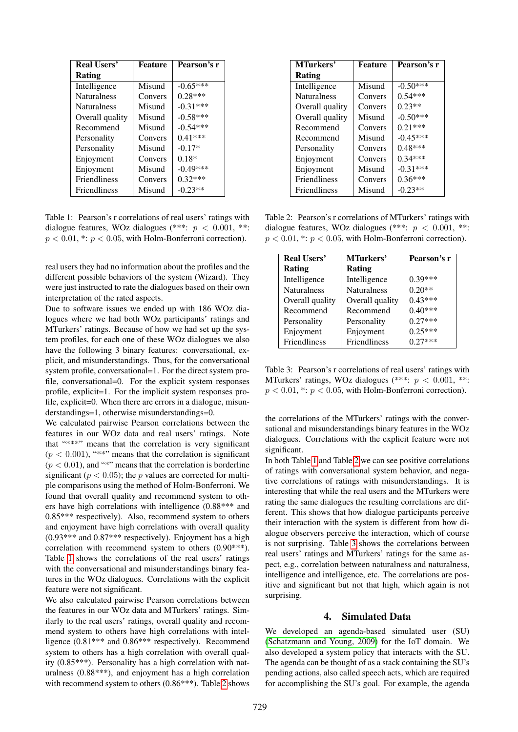| Real Users' Rating | Feature | Pearson's r |
|---|---|---|
| Intelligence | Misund | -0.65*** |
| Naturalness | Convers | 0.28*** |
| Naturalness | Misund | -0.31*** |
| Overall quality | Misund | -0.58*** |
| Recommend | Misund | -0.54*** |
| Personality | Convers | 0.41*** |
| Personality | Misund | -0.17* |
| Enjoyment | Convers | 0.18* |
| Enjoyment | Misund | -0.49*** |
| Friendliness | Convers | 0.32*** |
| Friendliness | Misund | -0.23** |

Table 1: Pearson's r correlations of real users' ratings with dialogue features, WOz dialogues (***: $p < 0.001$, **: $p < 0.01$, *: $p < 0.05$, with Holm-Bonferroni correction).

| MTurkers' Rating | Feature | Pearson's r |
|---|---|---|
| Intelligence | Misund | -0.50*** |
| Naturalness | Convers | 0.54*** |
| Overall quality | Convers | 0.23** |
| Overall quality | Misund | -0.50*** |
| Recommend | Convers | 0.21*** |
| Recommend | Misund | -0.45*** |
| Personality | Convers | 0.48*** |
| Enjoyment | Convers | 0.34*** |
| Enjoyment | Misund | -0.31*** |
| Friendliness | Convers | 0.36*** |
| Friendliness | Misund | -0.23** |

Table 2: Pearson's r correlations of MTurkers' ratings with dialogue features, WOz dialogues (***: $p < 0.001$, **: $p < 0.01$, *: $p < 0.05$, with Holm-Bonferroni correction).

| Real Users' Rating | MTurkers' Rating | Pearson's r |
|---|---|---|
| Intelligence | Intelligence | 0.39*** |
| Naturalness | Naturalness | 0.20** |
| Overall quality | Overall quality | 0.43*** |
| Recommend | Recommend | 0.40*** |
| Personality | Personality | 0.27*** |
| Enjoyment | Enjoyment | 0.25*** |
| Friendliness | Friendliness | 0.27*** |

Table 3: Pearson's r correlations of real users' ratings with MTurkers' ratings, WOz dialogues (***: $p < 0.001$, **: $p < 0.01$, *: $p < 0.05$, with Holm-Bonferroni correction).

real users they had no information about the profiles and the different possible behaviors of the system (Wizard). They were just instructed to rate the dialogues based on their own interpretation of the rated aspects.

Due to software issues we ended up with 186 WOz dialogues where we had both WOz participants' ratings and MTurkers' ratings. Because of how we had set up the system profiles, for each one of these WOz dialogues we also have the following 3 binary features: conversational, explicit, and misunderstandings. Thus, for the conversational system profile, conversational=1. For the direct system profile, conversational=0. For the explicit system responses profile, explicit=1. For the implicit system responses profile, explicit=0. When there are errors in a dialogue, misunderstandings=1, otherwise misunderstandings=0.

We calculated pairwise Pearson correlations between the features in our WOz data and real users' ratings. Note that "***" means that the correlation is very significant ($p < 0.001$), "**" means that the correlation is significant ($p < 0.01$), and "*" means that the correlation is borderline significant ($p < 0.05$); the $p$ values are corrected for multiple comparisons using the method of Holm-Bonferroni. We found that overall quality and recommend system to others have high correlations with intelligence (0.88*** and 0.85*** respectively). Also, recommend system to others and enjoyment have high correlations with overall quality (0.93*** and 0.87*** respectively). Enjoyment has a high correlation with recommend system to others (0.90***). Table 1 shows the correlations of the real users' ratings with the conversational and misunderstandings binary features in the WOz dialogues. Correlations with the explicit feature were not significant.

We also calculated pairwise Pearson correlations between the features in our WOz data and MTurkers' ratings. Similarly to the real users' ratings, overall quality and recommend system to others have high correlations with intelligence (0.81*** and 0.86*** respectively). Recommend system to others has a high correlation with overall quality (0.85***). Personality has a high correlation with naturalness (0.88***), and enjoyment has a high correlation with recommend system to others (0.86***). Table 2 shows the correlations of the MTurkers' ratings with the conversational and misunderstandings binary features in the WOz dialogues. Correlations with the explicit feature were not significant.

In both Table 1 and Table 2 we can see positive correlations of ratings with conversational system behavior, and negative correlations of ratings with misunderstandings. It is interesting that while the real users and the MTurkers were rating the same dialogues the resulting correlations are different. This shows that how dialogue participants perceive their interaction with the system is different from how dialogue observers perceive the interaction, which of course is not surprising. Table 3 shows the correlations between real users' ratings and MTurkers' ratings for the same aspect, e.g., correlation between naturalness and naturalness, intelligence and intelligence, etc. The correlations are positive and significant but not that high, which again is not surprising.

## 4. Simulated Data

We developed an agenda-based simulated user (SU) (Schatzmann and Young, 2009) for the IoT domain. We also developed a system policy that interacts with the SU. The agenda can be thought of as a stack containing the SU's pending actions, also called speech acts, which are required for accomplishing the SU's goal. For example, the agenda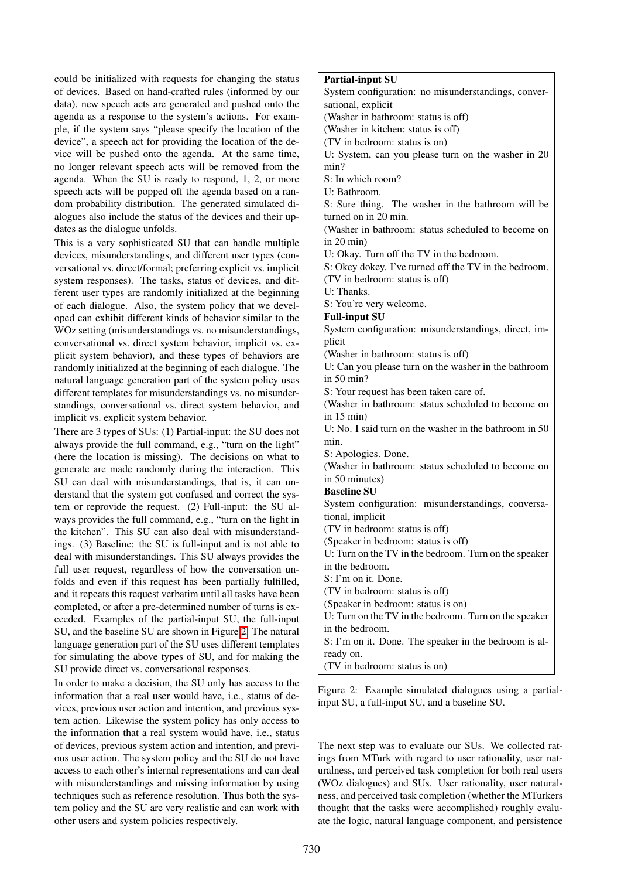could be initialized with requests for changing the status of devices. Based on hand-crafted rules (informed by our data), new speech acts are generated and pushed onto the agenda as a response to the system's actions. For example, if the system says "please specify the location of the device", a speech act for providing the location of the device will be pushed onto the agenda. At the same time, no longer relevant speech acts will be removed from the agenda. When the SU is ready to respond, 1, 2, or more speech acts will be popped off the agenda based on a random probability distribution. The generated simulated dialogues also include the status of the devices and their updates as the dialogue unfolds.

This is a very sophisticated SU that can handle multiple devices, misunderstandings, and different user types (conversational vs. direct/formal; preferring explicit vs. implicit system responses). The tasks, status of devices, and different user types are randomly initialized at the beginning of each dialogue. Also, the system policy that we developed can exhibit different kinds of behavior similar to the WOz setting (misunderstandings vs. no misunderstandings, conversational vs. direct system behavior, implicit vs. explicit system behavior), and these types of behaviors are randomly initialized at the beginning of each dialogue. The natural language generation part of the system policy uses different templates for misunderstandings vs. no misunderstandings, conversational vs. direct system behavior, and implicit vs. explicit system behavior.

There are 3 types of SUs: (1) Partial-input: the SU does not always provide the full command, e.g., "turn on the light" (here the location is missing). The decisions on what to generate are made randomly during the interaction. This SU can deal with misunderstandings, that is, it can understand that the system got confused and correct the system or reprovide the request. (2) Full-input: the SU always provides the full command, e.g., "turn on the light in the kitchen". This SU can also deal with misunderstandings. (3) Baseline: the SU is full-input and is not able to deal with misunderstandings. This SU always provides the full user request, regardless of how the conversation unfolds and even if this request has been partially fulfilled, and it repeats this request verbatim until all tasks have been completed, or after a pre-determined number of turns is exceeded. Examples of the partial-input SU, the full-input SU, and the baseline SU are shown in Figure 2. The natural language generation part of the SU uses different templates for simulating the above types of SU, and for making the SU provide direct vs. conversational responses.

In order to make a decision, the SU only has access to the information that a real user would have, i.e., status of devices, previous user action and intention, previous system action. Likewise the system policy has only access to the information that a real system would have, i.e., status of devices, previous system action and intention, and previous user action. The system policy and the SU do not have access to each other's internal representations and can deal with misunderstandings and missing information by using techniques such as reference resolution. Thus both the system policy and the SU are very realistic and can work with other users and system policies respectively.

**Partial-input SU**
System configuration: no misunderstandings, conversational, explicit
(Washer in bathroom: status is off)
(Washer in kitchen: status is off)
(TV in bedroom: status is on)
U: System, can you please turn on the washer in 20 min?
S: In which room?
U: Bathroom.
S: Sure thing. The washer in the bathroom will be turned on in 20 min.
(Washer in bathroom: status scheduled to become on in 20 min)
U: Okay. Turn off the TV in the bedroom.
S: Okey dokey. I've turned off the TV in the bedroom.
(TV in bedroom: status is off)
U: Thanks.
S: You're very welcome.
**Full-input SU**
System configuration: misunderstandings, direct, implicit
(Washer in bathroom: status is off)
U: Can you please turn on the washer in the bathroom in 50 min?
S: Your request has been taken care of.
(Washer in bathroom: status scheduled to become on in 15 min)
U: No. I said turn on the washer in the bathroom in 50 min.
S: Apologies. Done.
(Washer in bathroom: status scheduled to become on in 50 minutes)
**Baseline SU**
System configuration: misunderstandings, conversational, implicit
(TV in bedroom: status is off)
(Speaker in bedroom: status is off)
U: Turn on the TV in the bedroom. Turn on the speaker in the bedroom.
S: I'm on it. Done.
(TV in bedroom: status is off)
(Speaker in bedroom: status is on)
U: Turn on the TV in the bedroom. Turn on the speaker in the bedroom.
S: I'm on it. Done. The speaker in the bedroom is already on.
(TV in bedroom: status is on)

Figure 2: Example simulated dialogues using a partial-input SU, a full-input SU, and a baseline SU.

The next step was to evaluate our SUs. We collected ratings from MTurk with regard to user rationality, user naturalness, and perceived task completion for both real users (WOz dialogues) and SUs. User rationality, user naturalness, and perceived task completion (whether the MTurkers thought that the tasks were accomplished) roughly evaluate the logic, natural language component, and persistence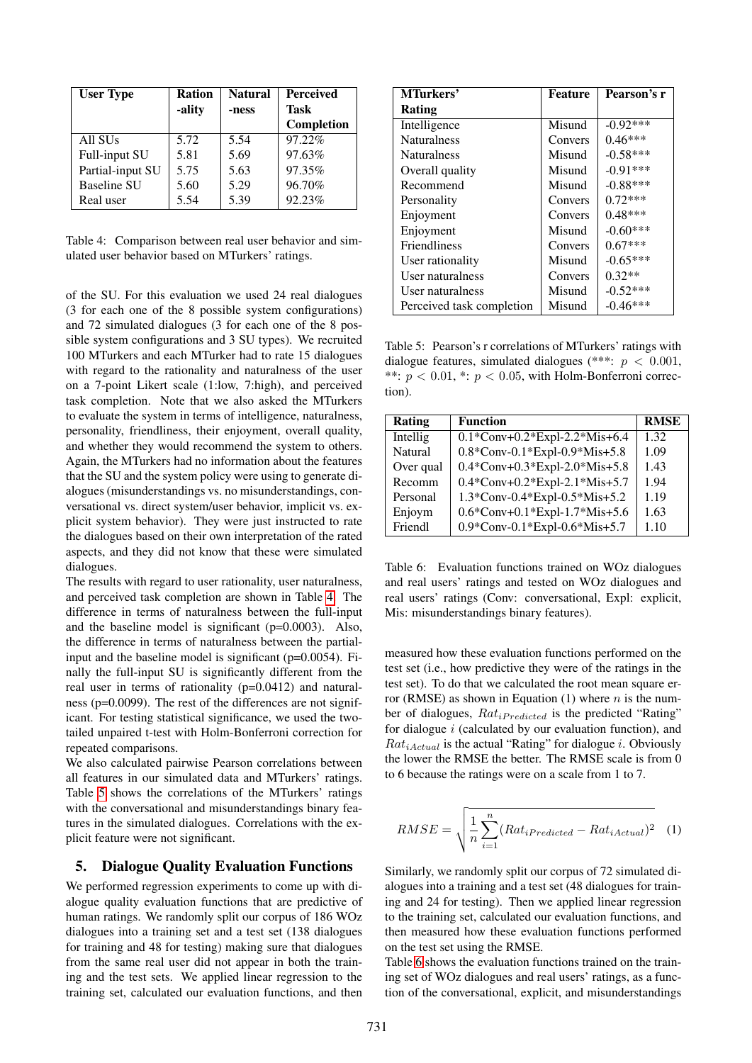| User Type | Rationality | Naturalness | Perceived Task Completion |
|---|---|---|---|
| All SUs | 5.72 | 5.54 | 97.22% |
| Full-input SU | 5.81 | 5.69 | 97.63% |
| Partial-input SU | 5.75 | 5.63 | 97.35% |
| Baseline SU | 5.60 | 5.29 | 96.70% |
| Real user | 5.54 | 5.39 | 92.23% |

Table 4: Comparison between real user behavior and simulated user behavior based on MTurkers' ratings.

of the SU. For this evaluation we used 24 real dialogues (3 for each one of the 8 possible system configurations) and 72 simulated dialogues (3 for each one of the 8 possible system configurations and 3 SU types). We recruited 100 MTurkers and each MTurker had to rate 15 dialogues with regard to the rationality and naturalness of the user on a 7-point Likert scale (1:low, 7:high), and perceived task completion. Note that we also asked the MTurkers to evaluate the system in terms of intelligence, naturalness, personality, friendliness, their enjoyment, overall quality, and whether they would recommend the system to others. Again, the MTurkers had no information about the features that the SU and the system policy were using to generate dialogues (misunderstandings vs. no misunderstandings, conversational vs. direct system/user behavior, implicit vs. explicit system behavior). They were just instructed to rate the dialogues based on their own interpretation of the rated aspects, and they did not know that these were simulated dialogues.

The results with regard to user rationality, user naturalness, and perceived task completion are shown in Table 4. The difference in terms of naturalness between the full-input and the baseline model is significant (p=0.0003). Also, the difference in terms of naturalness between the partial-input and the baseline model is significant (p=0.0054). Finally the full-input SU is significantly different from the real user in terms of rationality (p=0.0412) and naturalness (p=0.0099). The rest of the differences are not significant. For testing statistical significance, we used the two-tailed unpaired t-test with Holm-Bonferroni correction for repeated comparisons.

We also calculated pairwise Pearson correlations between all features in our simulated data and MTurkers' ratings. Table 5 shows the correlations of the MTurkers' ratings with the conversational and misunderstandings binary features in the simulated dialogues. Correlations with the explicit feature were not significant.

## 5. Dialogue Quality Evaluation Functions

We performed regression experiments to come up with dialogue quality evaluation functions that are predictive of human ratings. We randomly split our corpus of 186 WOz dialogues into a training set and a test set (138 dialogues for training and 48 for testing) making sure that dialogues from the same real user did not appear in both the training and the test sets. We applied linear regression to the training set, calculated our evaluation functions, and then

| MTurkers' Rating | Feature | Pearson's r |
|---|---|---|
| Intelligence | Misund | -0.92*** |
| Naturalness | Convers | 0.46*** |
| Naturalness | Misund | -0.58*** |
| Overall quality | Misund | -0.91*** |
| Recommend | Misund | -0.88*** |
| Personality | Convers | 0.72*** |
| Enjoyment | Convers | 0.48*** |
| Enjoyment | Misund | -0.60*** |
| Friendliness | Convers | 0.67*** |
| User rationality | Misund | -0.65*** |
| User naturalness | Convers | 0.32** |
| User naturalness | Misund | -0.52*** |
| Perceived task completion | Misund | -0.46*** |

Table 5: Pearson's r correlations of MTurkers' ratings with dialogue features, simulated dialogues (***: $p < 0.001$, **: $p < 0.01$, *: $p < 0.05$, with Holm-Bonferroni correction).

| Rating | Function | RMSE |
|---|---|---|
| Intellig | 0.1*Conv+0.2*Expl-2.2*Mis+6.4 | 1.32 |
| Natural | 0.8*Conv-0.1*Expl-0.9*Mis+5.8 | 1.09 |
| Over qual | 0.4*Conv+0.3*Expl-2.0*Mis+5.8 | 1.43 |
| Recomm | 0.4*Conv+0.2*Expl-2.1*Mis+5.7 | 1.94 |
| Personal | 1.3*Conv-0.4*Expl-0.5*Mis+5.2 | 1.19 |
| Enjoym | 0.6*Conv+0.1*Expl-1.7*Mis+5.6 | 1.63 |
| Friendl | 0.9*Conv-0.1*Expl-0.6*Mis+5.7 | 1.10 |

Table 6: Evaluation functions trained on WOz dialogues and real users' ratings and tested on WOz dialogues and real users' ratings (Conv: conversational, Expl: explicit, Mis: misunderstandings binary features).

measured how these evaluation functions performed on the test set (i.e., how predictive they were of the ratings in the test set). To do that we calculated the root mean square error (RMSE) as shown in Equation (1) where $n$ is the number of dialogues, $Rat_{iPredicted}$ is the predicted "Rating" for dialogue $i$ (calculated by our evaluation function), and $Rat_{iActual}$ is the actual "Rating" for dialogue $i$. Obviously the lower the RMSE the better. The RMSE scale is from 0 to 6 because the ratings were on a scale from 1 to 7.

$$RMSE = \sqrt{\frac{1}{n}\sum_{i=1}^{n}(Rat_{iPredicted} - Rat_{iActual})^2} \quad (1)$$

Similarly, we randomly split our corpus of 72 simulated dialogues into a training and a test set (48 dialogues for training and 24 for testing). Then we applied linear regression to the training set, calculated our evaluation functions, and then measured how these evaluation functions performed on the test set using the RMSE.

Table 6 shows the evaluation functions trained on the training set of WOz dialogues and real users' ratings, as a function of the conversational, explicit, and misunderstandings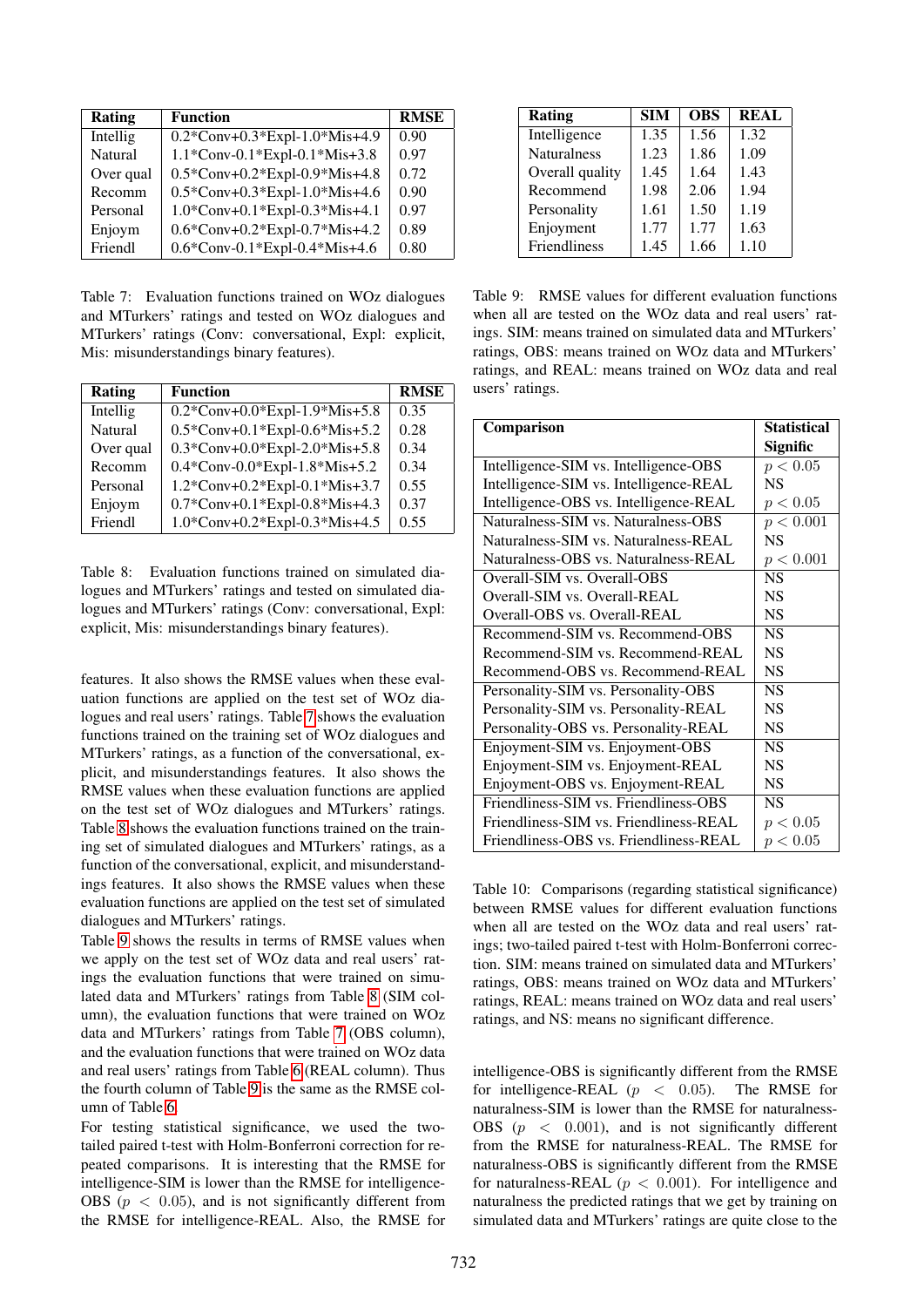| Rating | Function | RMSE |
| --- | --- | --- |
| Intellig | 0.2\*Conv+0.3\*Expl-1.0\*Mis+4.9 | 0.90 |
| Natural | 1.1\*Conv-0.1\*Expl-0.1\*Mis+3.8 | 0.97 |
| Over qual | 0.5\*Conv+0.2\*Expl-0.9\*Mis+4.8 | 0.72 |
| Recomm | 0.5\*Conv+0.3\*Expl-1.0\*Mis+4.6 | 0.90 |
| Personal | 1.0\*Conv+0.1\*Expl-0.3\*Mis+4.1 | 0.97 |
| Enjoym | 0.6\*Conv+0.2\*Expl-0.7\*Mis+4.2 | 0.89 |
| Friendl | 0.6\*Conv-0.1\*Expl-0.4\*Mis+4.6 | 0.80 |

Table 7: Evaluation functions trained on WOz dialogues and MTurkers' ratings and tested on WOz dialogues and MTurkers' ratings (Conv: conversational, Expl: explicit, Mis: misunderstandings binary features).

| Rating | Function | RMSE |
| --- | --- | --- |
| Intellig | 0.2\*Conv+0.0\*Expl-1.9\*Mis+5.8 | 0.35 |
| Natural | 0.5\*Conv+0.1\*Expl-0.6\*Mis+5.2 | 0.28 |
| Over qual | 0.3\*Conv+0.0\*Expl-2.0\*Mis+5.8 | 0.34 |
| Recomm | 0.4\*Conv-0.0\*Expl-1.8\*Mis+5.2 | 0.34 |
| Personal | 1.2\*Conv+0.2\*Expl-0.1\*Mis+3.7 | 0.55 |
| Enjoym | 0.7\*Conv+0.1\*Expl-0.8\*Mis+4.3 | 0.37 |
| Friendl | 1.0\*Conv+0.2\*Expl-0.3\*Mis+4.5 | 0.55 |

Table 8: Evaluation functions trained on simulated dialogues and MTurkers' ratings and tested on simulated dialogues and MTurkers' ratings (Conv: conversational, Expl: explicit, Mis: misunderstandings binary features).

features. It also shows the RMSE values when these evaluation functions are applied on the test set of WOz dialogues and real users' ratings. Table 7 shows the evaluation functions trained on the training set of WOz dialogues and MTurkers' ratings, as a function of the conversational, explicit, and misunderstandings features. It also shows the RMSE values when these evaluation functions are applied on the test set of WOz dialogues and MTurkers' ratings. Table 8 shows the evaluation functions trained on the training set of simulated dialogues and MTurkers' ratings, as a function of the conversational, explicit, and misunderstandings features. It also shows the RMSE values when these evaluation functions are applied on the test set of simulated dialogues and MTurkers' ratings.

Table 9 shows the results in terms of RMSE values when we apply on the test set of WOz data and real users' ratings the evaluation functions that were trained on simulated data and MTurkers' ratings from Table 8 (SIM column), the evaluation functions that were trained on WOz data and MTurkers' ratings from Table 7 (OBS column), and the evaluation functions that were trained on WOz data and real users' ratings from Table 6 (REAL column). Thus the fourth column of Table 9 is the same as the RMSE column of Table 6.

For testing statistical significance, we used the two-tailed paired t-test with Holm-Bonferroni correction for repeated comparisons. It is interesting that the RMSE for intelligence-SIM is lower than the RMSE for intelligence-OBS ($p < 0.05$), and is not significantly different from the RMSE for intelligence-REAL. Also, the RMSE for

| Rating | SIM | OBS | REAL |
| --- | --- | --- | --- |
| Intelligence | 1.35 | 1.56 | 1.32 |
| Naturalness | 1.23 | 1.86 | 1.09 |
| Overall quality | 1.45 | 1.64 | 1.43 |
| Recommend | 1.98 | 2.06 | 1.94 |
| Personality | 1.61 | 1.50 | 1.19 |
| Enjoyment | 1.77 | 1.77 | 1.63 |
| Friendliness | 1.45 | 1.66 | 1.10 |

Table 9: RMSE values for different evaluation functions when all are tested on the WOz data and real users' ratings. SIM: means trained on simulated data and MTurkers' ratings, OBS: means trained on WOz data and MTurkers' ratings, and REAL: means trained on WOz data and real users' ratings.

| Comparison | Statistical Signific |
| --- | --- |
| Intelligence-SIM vs. Intelligence-OBS | $p < 0.05$ |
| Intelligence-SIM vs. Intelligence-REAL | NS |
| Intelligence-OBS vs. Intelligence-REAL | $p < 0.05$ |
| Naturalness-SIM vs. Naturalness-OBS | $p < 0.001$ |
| Naturalness-SIM vs. Naturalness-REAL | NS |
| Naturalness-OBS vs. Naturalness-REAL | $p < 0.001$ |
| Overall-SIM vs. Overall-OBS | NS |
| Overall-SIM vs. Overall-REAL | NS |
| Overall-OBS vs. Overall-REAL | NS |
| Recommend-SIM vs. Recommend-OBS | NS |
| Recommend-SIM vs. Recommend-REAL | NS |
| Recommend-OBS vs. Recommend-REAL | NS |
| Personality-SIM vs. Personality-OBS | NS |
| Personality-SIM vs. Personality-REAL | NS |
| Personality-OBS vs. Personality-REAL | NS |
| Enjoyment-SIM vs. Enjoyment-OBS | NS |
| Enjoyment-SIM vs. Enjoyment-REAL | NS |
| Enjoyment-OBS vs. Enjoyment-REAL | NS |
| Friendliness-SIM vs. Friendliness-OBS | NS |
| Friendliness-SIM vs. Friendliness-REAL | $p < 0.05$ |
| Friendliness-OBS vs. Friendliness-REAL | $p < 0.05$ |

Table 10: Comparisons (regarding statistical significance) between RMSE values for different evaluation functions when all are tested on the WOz data and real users' ratings; two-tailed paired t-test with Holm-Bonferroni correction. SIM: means trained on simulated data and MTurkers' ratings, OBS: means trained on WOz data and MTurkers' ratings, REAL: means trained on WOz data and real users' ratings, and NS: means no significant difference.

intelligence-OBS is significantly different from the RMSE for intelligence-REAL ($p < 0.05$). The RMSE for naturalness-SIM is lower than the RMSE for naturalness-OBS ($p < 0.001$), and is not significantly different from the RMSE for naturalness-REAL. The RMSE for naturalness-OBS is significantly different from the RMSE for naturalness-REAL ($p < 0.001$). For intelligence and naturalness the predicted ratings that we get by training on simulated data and MTurkers' ratings are quite close to the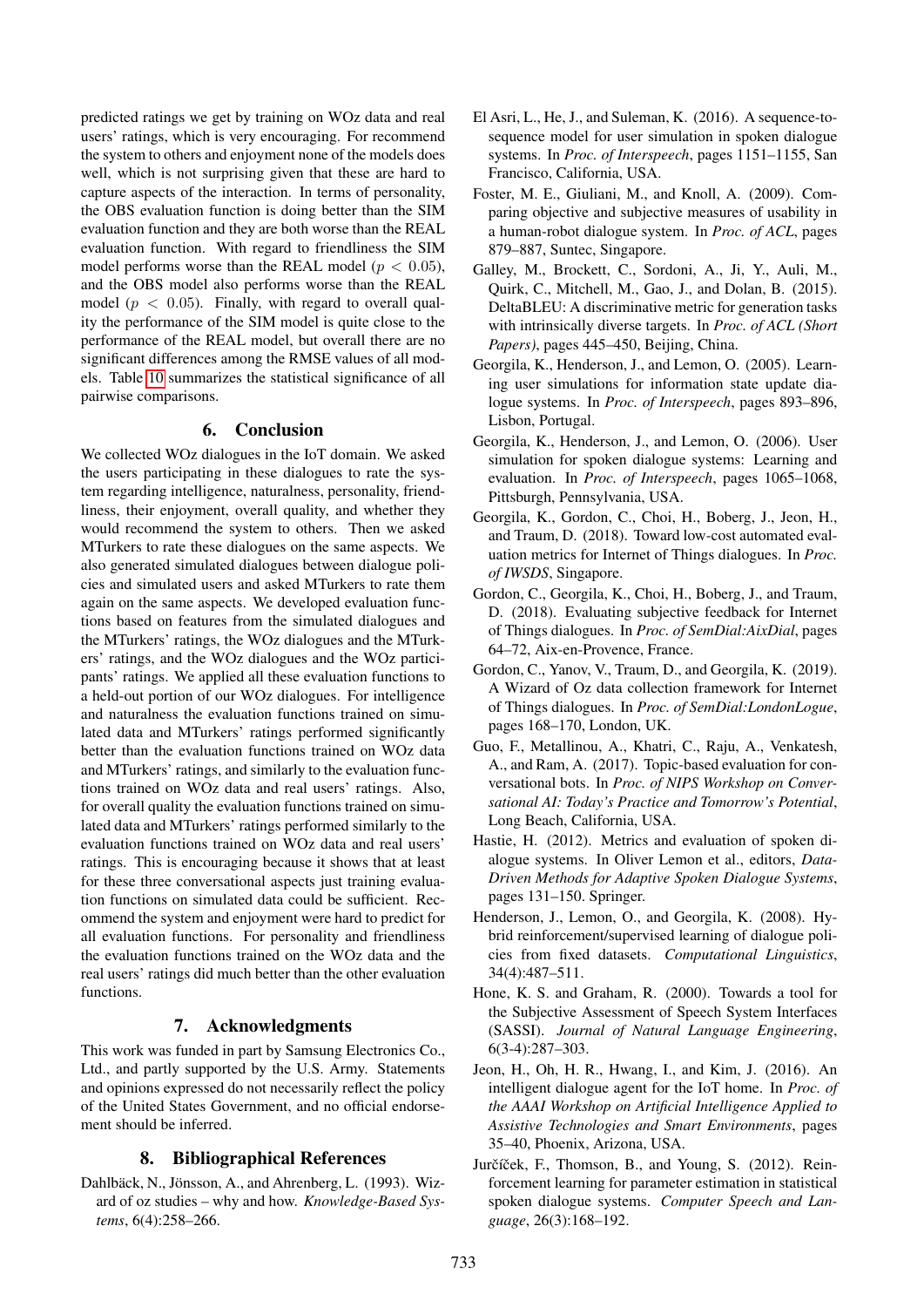predicted ratings we get by training on WOz data and real users' ratings, which is very encouraging. For recommend the system to others and enjoyment none of the models does well, which is not surprising given that these are hard to capture aspects of the interaction. In terms of personality, the OBS evaluation function is doing better than the SIM evaluation function and they are both worse than the REAL evaluation function. With regard to friendliness the SIM model performs worse than the REAL model ($p < 0.05$), and the OBS model also performs worse than the REAL model ($p < 0.05$). Finally, with regard to overall quality the performance of the SIM model is quite close to the performance of the REAL model, but overall there are no significant differences among the RMSE values of all models. Table 10 summarizes the statistical significance of all pairwise comparisons.

## 6. Conclusion

We collected WOz dialogues in the IoT domain. We asked the users participating in these dialogues to rate the system regarding intelligence, naturalness, personality, friendliness, their enjoyment, overall quality, and whether they would recommend the system to others. Then we asked MTurkers to rate these dialogues on the same aspects. We also generated simulated dialogues between dialogue policies and simulated users and asked MTurkers to rate them again on the same aspects. We developed evaluation functions based on features from the simulated dialogues and the MTurkers' ratings, the WOz dialogues and the MTurkers' ratings, and the WOz dialogues and the WOz participants' ratings. We applied all these evaluation functions to a held-out portion of our WOz dialogues. For intelligence and naturalness the evaluation functions trained on simulated data and MTurkers' ratings performed significantly better than the evaluation functions trained on WOz data and MTurkers' ratings, and similarly to the evaluation functions trained on WOz data and real users' ratings. Also, for overall quality the evaluation functions trained on simulated data and MTurkers' ratings performed similarly to the evaluation functions trained on WOz data and real users' ratings. This is encouraging because it shows that at least for these three conversational aspects just training evaluation functions on simulated data could be sufficient. Recommend the system and enjoyment were hard to predict for all evaluation functions. For personality and friendliness the evaluation functions trained on the WOz data and the real users' ratings did much better than the other evaluation functions.

## 7. Acknowledgments

This work was funded in part by Samsung Electronics Co., Ltd., and partly supported by the U.S. Army. Statements and opinions expressed do not necessarily reflect the policy of the United States Government, and no official endorsement should be inferred.

## 8. Bibliographical References

Dahlbäck, N., Jönsson, A., and Ahrenberg, L. (1993). Wizard of oz studies – why and how. *Knowledge-Based Systems*, 6(4):258–266.

El Asri, L., He, J., and Suleman, K. (2016). A sequence-to-sequence model for user simulation in spoken dialogue systems. In *Proc. of Interspeech*, pages 1151–1155, San Francisco, California, USA.

Foster, M. E., Giuliani, M., and Knoll, A. (2009). Comparing objective and subjective measures of usability in a human-robot dialogue system. In *Proc. of ACL*, pages 879–887, Suntec, Singapore.

Galley, M., Brockett, C., Sordoni, A., Ji, Y., Auli, M., Quirk, C., Mitchell, M., Gao, J., and Dolan, B. (2015). DeltaBLEU: A discriminative metric for generation tasks with intrinsically diverse targets. In *Proc. of ACL (Short Papers)*, pages 445–450, Beijing, China.

Georgila, K., Henderson, J., and Lemon, O. (2005). Learning user simulations for information state update dialogue systems. In *Proc. of Interspeech*, pages 893–896, Lisbon, Portugal.

Georgila, K., Henderson, J., and Lemon, O. (2006). User simulation for spoken dialogue systems: Learning and evaluation. In *Proc. of Interspeech*, pages 1065–1068, Pittsburgh, Pennsylvania, USA.

Georgila, K., Gordon, C., Choi, H., Boberg, J., Jeon, H., and Traum, D. (2018). Toward low-cost automated evaluation metrics for Internet of Things dialogues. In *Proc. of IWSDS*, Singapore.

Gordon, C., Georgila, K., Choi, H., Boberg, J., and Traum, D. (2018). Evaluating subjective feedback for Internet of Things dialogues. In *Proc. of SemDial:AixDial*, pages 64–72, Aix-en-Provence, France.

Gordon, C., Yanov, V., Traum, D., and Georgila, K. (2019). A Wizard of Oz data collection framework for Internet of Things dialogues. In *Proc. of SemDial:LondonLogue*, pages 168–170, London, UK.

Guo, F., Metallinou, A., Khatri, C., Raju, A., Venkatesh, A., and Ram, A. (2017). Topic-based evaluation for conversational bots. In *Proc. of NIPS Workshop on Conversational AI: Today's Practice and Tomorrow's Potential*, Long Beach, California, USA.

Hastie, H. (2012). Metrics and evaluation of spoken dialogue systems. In Oliver Lemon et al., editors, *Data-Driven Methods for Adaptive Spoken Dialogue Systems*, pages 131–150. Springer.

Henderson, J., Lemon, O., and Georgila, K. (2008). Hybrid reinforcement/supervised learning of dialogue policies from fixed datasets. *Computational Linguistics*, 34(4):487–511.

Hone, K. S. and Graham, R. (2000). Towards a tool for the Subjective Assessment of Speech System Interfaces (SASSI). *Journal of Natural Language Engineering*, 6(3-4):287–303.

Jeon, H., Oh, H. R., Hwang, I., and Kim, J. (2016). An intelligent dialogue agent for the IoT home. In *Proc. of the AAAI Workshop on Artificial Intelligence Applied to Assistive Technologies and Smart Environments*, pages 35–40, Phoenix, Arizona, USA.

Jurčíček, F., Thomson, B., and Young, S. (2012). Reinforcement learning for parameter estimation in statistical spoken dialogue systems. *Computer Speech and Language*, 26(3):168–192.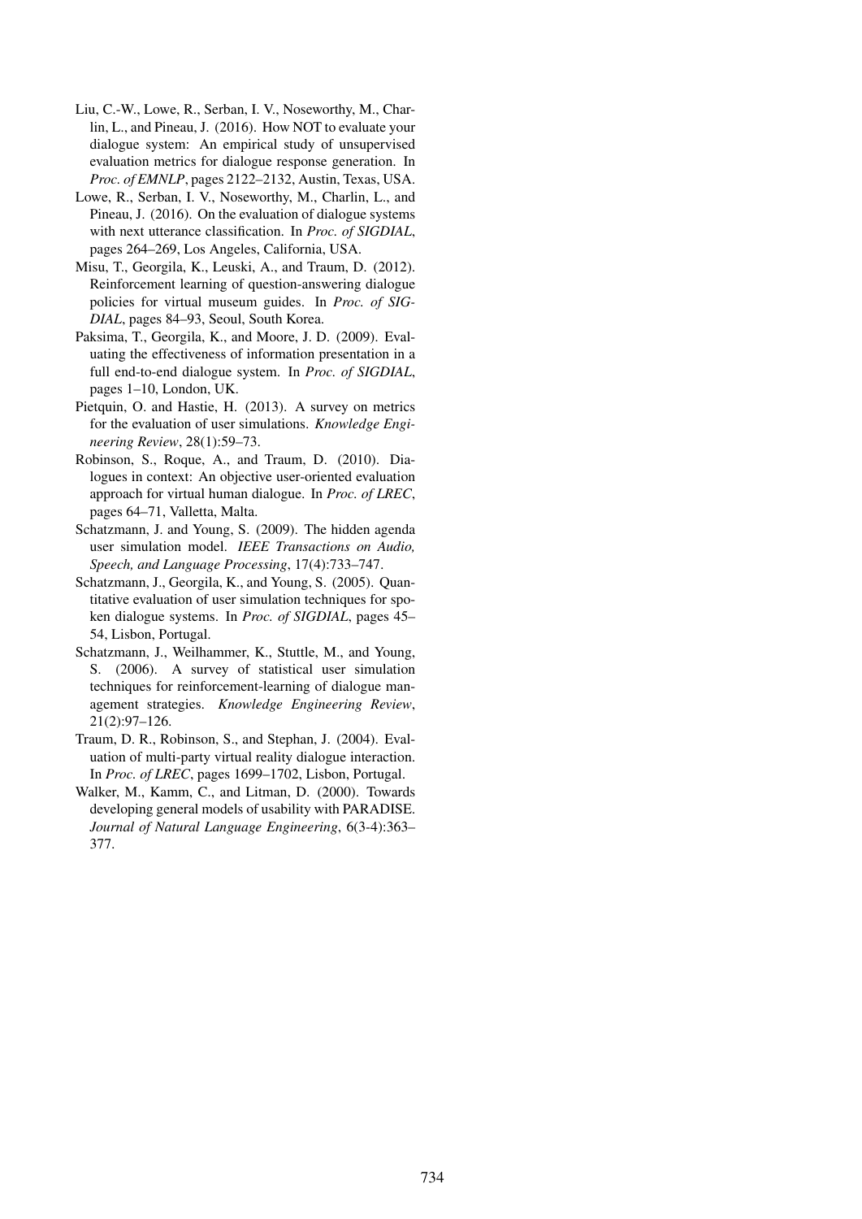Liu, C.-W., Lowe, R., Serban, I. V., Noseworthy, M., Charlin, L., and Pineau, J. (2016). How NOT to evaluate your dialogue system: An empirical study of unsupervised evaluation metrics for dialogue response generation. In *Proc. of EMNLP*, pages 2122–2132, Austin, Texas, USA.

Lowe, R., Serban, I. V., Noseworthy, M., Charlin, L., and Pineau, J. (2016). On the evaluation of dialogue systems with next utterance classification. In *Proc. of SIGDIAL*, pages 264–269, Los Angeles, California, USA.

Misu, T., Georgila, K., Leuski, A., and Traum, D. (2012). Reinforcement learning of question-answering dialogue policies for virtual museum guides. In *Proc. of SIGDIAL*, pages 84–93, Seoul, South Korea.

Paksima, T., Georgila, K., and Moore, J. D. (2009). Evaluating the effectiveness of information presentation in a full end-to-end dialogue system. In *Proc. of SIGDIAL*, pages 1–10, London, UK.

Pietquin, O. and Hastie, H. (2013). A survey on metrics for the evaluation of user simulations. *Knowledge Engineering Review*, 28(1):59–73.

Robinson, S., Roque, A., and Traum, D. (2010). Dialogues in context: An objective user-oriented evaluation approach for virtual human dialogue. In *Proc. of LREC*, pages 64–71, Valletta, Malta.

Schatzmann, J. and Young, S. (2009). The hidden agenda user simulation model. *IEEE Transactions on Audio, Speech, and Language Processing*, 17(4):733–747.

Schatzmann, J., Georgila, K., and Young, S. (2005). Quantitative evaluation of user simulation techniques for spoken dialogue systems. In *Proc. of SIGDIAL*, pages 45–54, Lisbon, Portugal.

Schatzmann, J., Weilhammer, K., Stuttle, M., and Young, S. (2006). A survey of statistical user simulation techniques for reinforcement-learning of dialogue management strategies. *Knowledge Engineering Review*, 21(2):97–126.

Traum, D. R., Robinson, S., and Stephan, J. (2004). Evaluation of multi-party virtual reality dialogue interaction. In *Proc. of LREC*, pages 1699–1702, Lisbon, Portugal.

Walker, M., Kamm, C., and Litman, D. (2000). Towards developing general models of usability with PARADISE. *Journal of Natural Language Engineering*, 6(3-4):363–377.